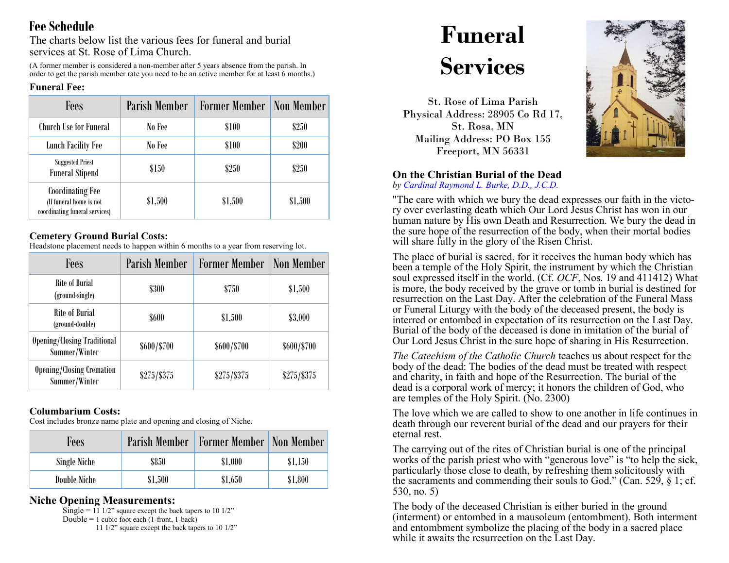## Fee Schedule

The charts below list the various fees for funeral and burial services at St. Rose of Lima Church.

(A former member is considered a non-member after 5 years absence from the parish. In order to get the parish member rate you need to be an active member for at least 6 months.)

**Funeral Fee:**

| Fees | Parish Member | Former Member | Non Member |
|---|---|---|---|
| Church Use for Funeral | No Fee | $100 | $250 |
| Lunch Facility Fee | No Fee | $100 | $200 |
| Suggested Priest Funeral Stipend | $150 | $250 | $250 |
| Coordinating Fee (If funeral home is not coordinating funeral services) | $1,500 | $1,500 | $1,500 |

**Cemetery Ground Burial Costs:**
Headstone placement needs to happen within 6 months to a year from reserving lot.

| Fees | Parish Member | Former Member | Non Member |
|---|---|---|---|
| Rite of Burial (ground-single) | $300 | $750 | $1,500 |
| Rite of Burial (ground-double) | $600 | $1,500 | $3,000 |
| Opening/Closing Traditional Summer/Winter | $600/$700 | $600/$700 | $600/$700 |
| Opening/Closing Cremation Summer/Winter | $275/$375 | $275/$375 | $275/$375 |

**Columbarium Costs:**
Cost includes bronze name plate and opening and closing of Niche.

| Fees | Parish Member | Former Member | Non Member |
|---|---|---|---|
| Single Niche | $850 | $1,000 | $1,150 |
| Double Niche | $1,500 | $1,650 | $1,800 |

**Niche Opening Measurements:**

Single = 11 1/2" square except the back tapers to 10 1/2"
Double = 1 cubic foot each (1-front, 1-back)
11 1/2" square except the back tapers to 10 1/2"

# Funeral Services

St. Rose of Lima Parish
Physical Address: 28905 Co Rd 17,
St. Rosa, MN
Mailing Address: PO Box 155
Freeport, MN 56331

### On the Christian Burial of the Dead

*by Cardinal Raymond L. Burke, D.D., J.C.D.*

"The care with which we bury the dead expresses our faith in the victory over everlasting death which Our Lord Jesus Christ has won in our human nature by His own Death and Resurrection. We bury the dead in the sure hope of the resurrection of the body, when their mortal bodies will share fully in the glory of the Risen Christ.

The place of burial is sacred, for it receives the human body which has been a temple of the Holy Spirit, the instrument by which the Christian soul expressed itself in the world. (Cf. *OCF*, Nos. 19 and 411412) What is more, the body received by the grave or tomb in burial is destined for resurrection on the Last Day. After the celebration of the Funeral Mass or Funeral Liturgy with the body of the deceased present, the body is interred or entombed in expectation of its resurrection on the Last Day. Burial of the body of the deceased is done in imitation of the burial of Our Lord Jesus Christ in the sure hope of sharing in His Resurrection.

*The Catechism of the Catholic Church* teaches us about respect for the body of the dead: The bodies of the dead must be treated with respect and charity, in faith and hope of the Resurrection. The burial of the dead is a corporal work of mercy; it honors the children of God, who are temples of the Holy Spirit. (No. 2300)

The love which we are called to show to one another in life continues in death through our reverent burial of the dead and our prayers for their eternal rest.

The carrying out of the rites of Christian burial is one of the principal works of the parish priest who with "generous love" is "to help the sick, particularly those close to death, by refreshing them solicitously with the sacraments and commending their souls to God." (Can. 529, § 1; cf. 530, no. 5)

The body of the deceased Christian is either buried in the ground (interment) or entombed in a mausoleum (entombment). Both interment and entombment symbolize the placing of the body in a sacred place while it awaits the resurrection on the Last Day.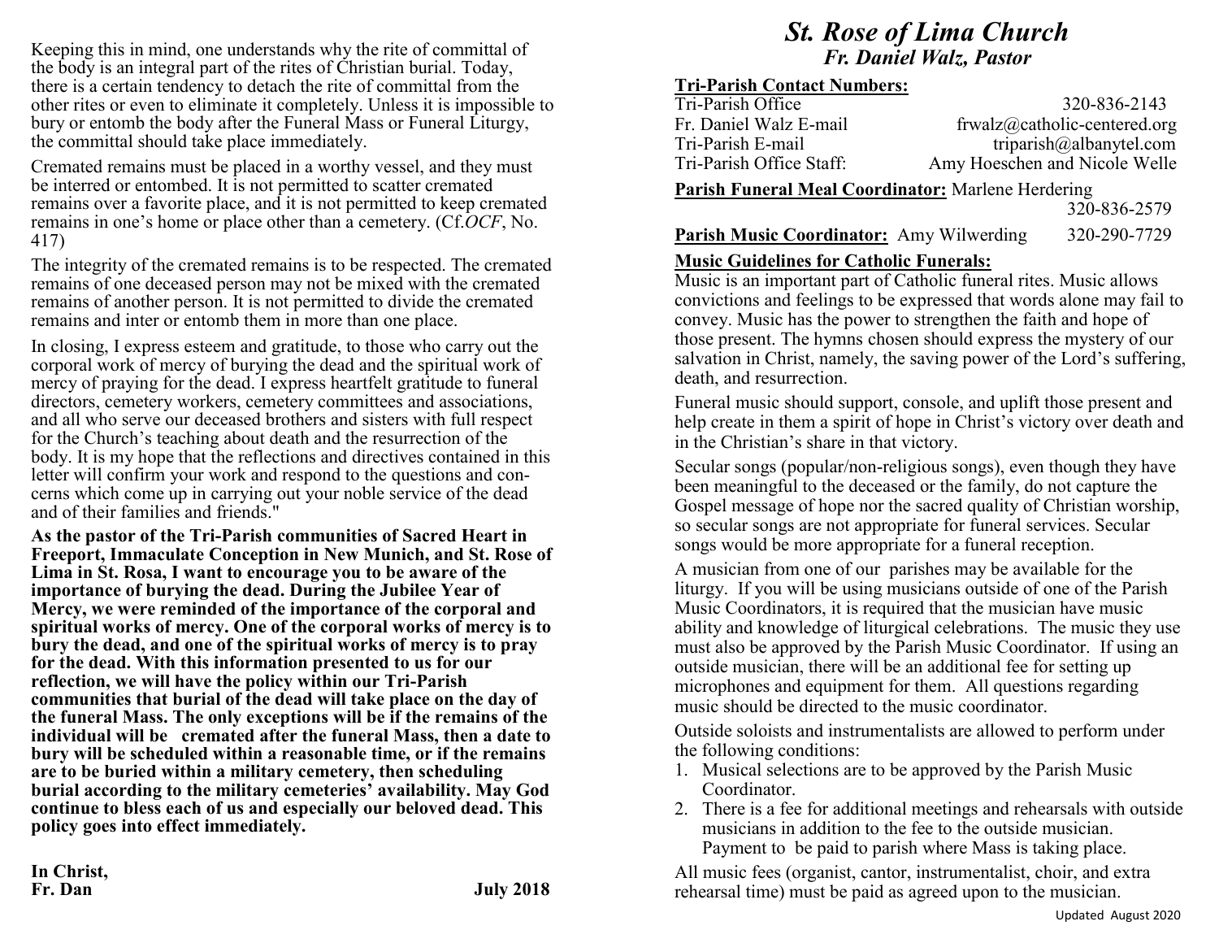Keeping this in mind, one understands why the rite of committal of the body is an integral part of the rites of Christian burial. Today, there is a certain tendency to detach the rite of committal from the other rites or even to eliminate it completely. Unless it is impossible to bury or entomb the body after the Funeral Mass or Funeral Liturgy, the committal should take place immediately.

Cremated remains must be placed in a worthy vessel, and they must be interred or entombed. It is not permitted to scatter cremated remains over a favorite place, and it is not permitted to keep cremated remains in one's home or place other than a cemetery. (Cf.*OCF*, No. 417)

The integrity of the cremated remains is to be respected. The cremated remains of one deceased person may not be mixed with the cremated remains of another person. It is not permitted to divide the cremated remains and inter or entomb them in more than one place.

In closing, I express esteem and gratitude, to those who carry out the corporal work of mercy of burying the dead and the spiritual work of mercy of praying for the dead. I express heartfelt gratitude to funeral directors, cemetery workers, cemetery committees and associations, and all who serve our deceased brothers and sisters with full respect for the Church's teaching about death and the resurrection of the body. It is my hope that the reflections and directives contained in this letter will confirm your work and respond to the questions and concerns which come up in carrying out your noble service of the dead and of their families and friends."

**As the pastor of the Tri-Parish communities of Sacred Heart in Freeport, Immaculate Conception in New Munich, and St. Rose of Lima in St. Rosa, I want to encourage you to be aware of the importance of burying the dead. During the Jubilee Year of Mercy, we were reminded of the importance of the corporal and spiritual works of mercy. One of the corporal works of mercy is to bury the dead, and one of the spiritual works of mercy is to pray for the dead. With this information presented to us for our reflection, we will have the policy within our Tri-Parish communities that burial of the dead will take place on the day of the funeral Mass. The only exceptions will be if the remains of the individual will be cremated after the funeral Mass, then a date to bury will be scheduled within a reasonable time, or if the remains are to be buried within a military cemetery, then scheduling burial according to the military cemeteries' availability. May God continue to bless each of us and especially our beloved dead. This policy goes into effect immediately.**

**In Christ,**
**Fr. Dan** **July 2018**

# *St. Rose of Lima Church*
## *Fr. Daniel Walz, Pastor*

**Tri-Parish Contact Numbers:**

| | |
|---|---|
| Tri-Parish Office | 320-836-2143 |
| Fr. Daniel Walz E-mail | frwalz@catholic-centered.org |
| Tri-Parish E-mail | triparish@albanytel.com |
| Tri-Parish Office Staff: | Amy Hoeschen and Nicole Welle |

**Parish Funeral Meal Coordinator:** Marlene Herdering 320-836-2579

**Parish Music Coordinator:** Amy Wilwerding 320-290-7729

**Music Guidelines for Catholic Funerals:**

Music is an important part of Catholic funeral rites. Music allows convictions and feelings to be expressed that words alone may fail to convey. Music has the power to strengthen the faith and hope of those present. The hymns chosen should express the mystery of our salvation in Christ, namely, the saving power of the Lord's suffering, death, and resurrection.

Funeral music should support, console, and uplift those present and help create in them a spirit of hope in Christ's victory over death and in the Christian's share in that victory.

Secular songs (popular/non-religious songs), even though they have been meaningful to the deceased or the family, do not capture the Gospel message of hope nor the sacred quality of Christian worship, so secular songs are not appropriate for funeral services. Secular songs would be more appropriate for a funeral reception.

A musician from one of our parishes may be available for the liturgy. If you will be using musicians outside of one of the Parish Music Coordinators, it is required that the musician have music ability and knowledge of liturgical celebrations. The music they use must also be approved by the Parish Music Coordinator. If using an outside musician, there will be an additional fee for setting up microphones and equipment for them. All questions regarding music should be directed to the music coordinator.

Outside soloists and instrumentalists are allowed to perform under the following conditions:

1. Musical selections are to be approved by the Parish Music Coordinator.
2. There is a fee for additional meetings and rehearsals with outside musicians in addition to the fee to the outside musician. Payment to be paid to parish where Mass is taking place.

All music fees (organist, cantor, instrumentalist, choir, and extra rehearsal time) must be paid as agreed upon to the musician.

Updated August 2020